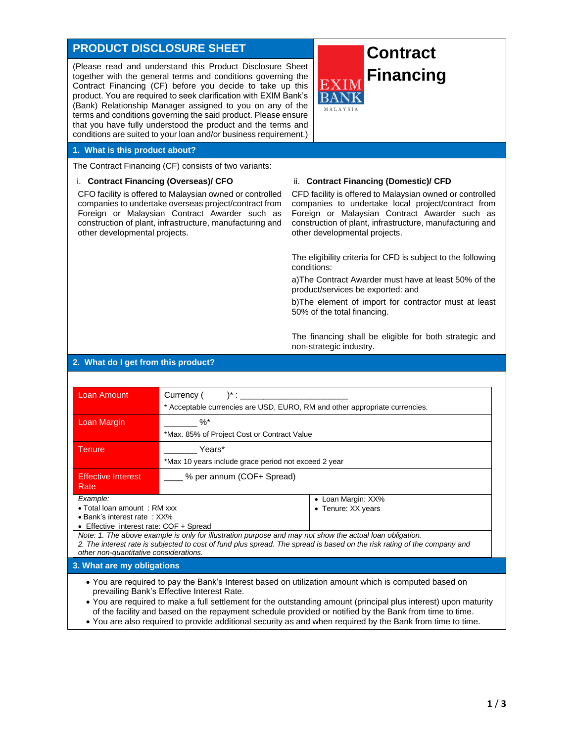# PRODUCT DISCLOSURE SHEET

# Contract Financing

(Please read and understand this Product Disclosure Sheet together with the general terms and conditions governing the Contract Financing (CF) before you decide to take up this product. You are required to seek clarification with EXIM Bank's (Bank) Relationship Manager assigned to you on any of the terms and conditions governing the said product. Please ensure that you have fully understood the product and the terms and conditions are suited to your loan and/or business requirement.)

## 1. What is this product about?

The Contract Financing (CF) consists of two variants:

i. **Contract Financing (Overseas)/ CFO**

CFO facility is offered to Malaysian owned or controlled companies to undertake overseas project/contract from Foreign or Malaysian Contract Awarder such as construction of plant, infrastructure, manufacturing and other developmental projects.

ii. **Contract Financing (Domestic)/ CFD**

CFD facility is offered to Malaysian owned or controlled companies to undertake local project/contract from Foreign or Malaysian Contract Awarder such as construction of plant, infrastructure, manufacturing and other developmental projects.

The eligibility criteria for CFD is subject to the following conditions:

a)The Contract Awarder must have at least 50% of the product/services be exported: and

b)The element of import for contractor must at least 50% of the total financing.

The financing shall be eligible for both strategic and non-strategic industry.

## 2. What do I get from this product?

| | |
|---|---|
| Loan Amount | Currency ( )* : ______________________<br>* Acceptable currencies are USD, EURO, RM and other appropriate currencies. |
| Loan Margin | _______ %*<br>*Max. 85% of Project Cost or Contract Value |
| Tenure | _______ Years*<br>*Max 10 years include grace period not exceed 2 year |
| Effective Interest Rate | ____ % per annum (COF+ Spread) |

*Example:*

- Total loan amount : RM xxx
- Bank's interest rate : XX%
- Effective interest rate: COF + Spread
- Loan Margin: XX%
- Tenure: XX years

*Note: 1. The above example is only for illustration purpose and may not show the actual loan obligation.*
*2. The interest rate is subjected to cost of fund plus spread. The spread is based on the risk rating of the company and other non-quantitative considerations.*

## 3. What are my obligations

- You are required to pay the Bank's Interest based on utilization amount which is computed based on prevailing Bank's Effective Interest Rate.
- You are required to make a full settlement for the outstanding amount (principal plus interest) upon maturity of the facility and based on the repayment schedule provided or notified by the Bank from time to time.
- You are also required to provide additional security as and when required by the Bank from time to time.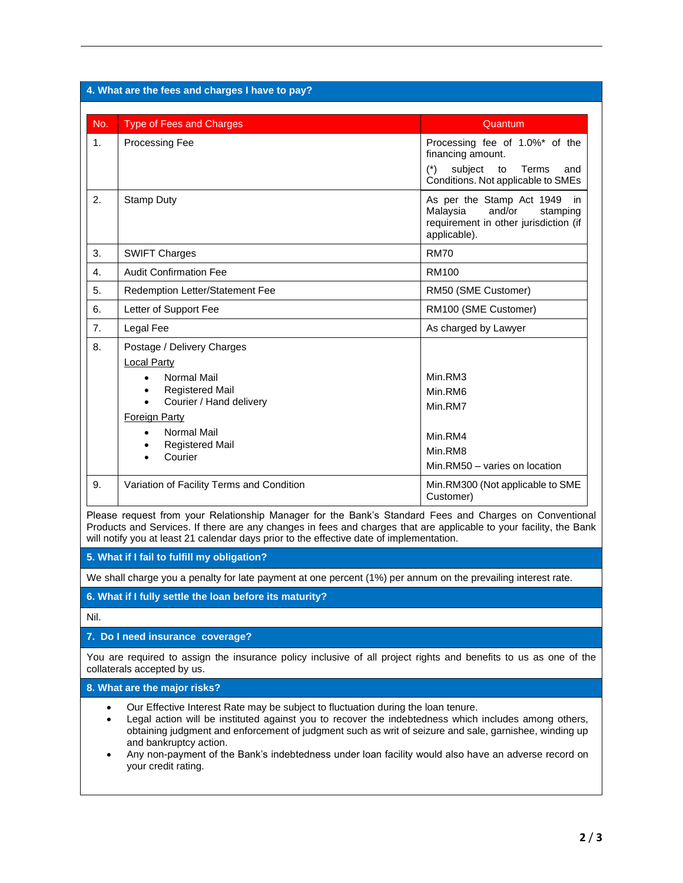## 4. What are the fees and charges I have to pay?

| No. | Type of Fees and Charges | Quantum |
|---|---|---|
| 1. | Processing Fee | Processing fee of 1.0%* of the financing amount.<br>(*) subject to Terms and Conditions. Not applicable to SMEs |
| 2. | Stamp Duty | As per the Stamp Act 1949 in Malaysia and/or stamping requirement in other jurisdiction (if applicable). |
| 3. | SWIFT Charges | RM70 |
| 4. | Audit Confirmation Fee | RM100 |
| 5. | Redemption Letter/Statement Fee | RM50 (SME Customer) |
| 6. | Letter of Support Fee | RM100 (SME Customer) |
| 7. | Legal Fee | As charged by Lawyer |
| 8. | Postage / Delivery Charges<br>Local Party<br>• Normal Mail<br>• Registered Mail<br>• Courier / Hand delivery<br>Foreign Party<br>• Normal Mail<br>• Registered Mail<br>• Courier | <br><br>Min.RM3<br>Min.RM6<br>Min.RM7<br><br>Min.RM4<br>Min.RM8<br>Min.RM50 – varies on location |
| 9. | Variation of Facility Terms and Condition | Min.RM300 (Not applicable to SME Customer) |

Please request from your Relationship Manager for the Bank's Standard Fees and Charges on Conventional Products and Services. If there are any changes in fees and charges that are applicable to your facility, the Bank will notify you at least 21 calendar days prior to the effective date of implementation.

## 5. What if I fail to fulfill my obligation?

We shall charge you a penalty for late payment at one percent (1%) per annum on the prevailing interest rate.

## 6. What if I fully settle the loan before its maturity?

Nil.

## 7. Do I need insurance coverage?

You are required to assign the insurance policy inclusive of all project rights and benefits to us as one of the collaterals accepted by us.

## 8. What are the major risks?

- Our Effective Interest Rate may be subject to fluctuation during the loan tenure.
- Legal action will be instituted against you to recover the indebtedness which includes among others, obtaining judgment and enforcement of judgment such as writ of seizure and sale, garnishee, winding up and bankruptcy action.
- Any non-payment of the Bank's indebtedness under loan facility would also have an adverse record on your credit rating.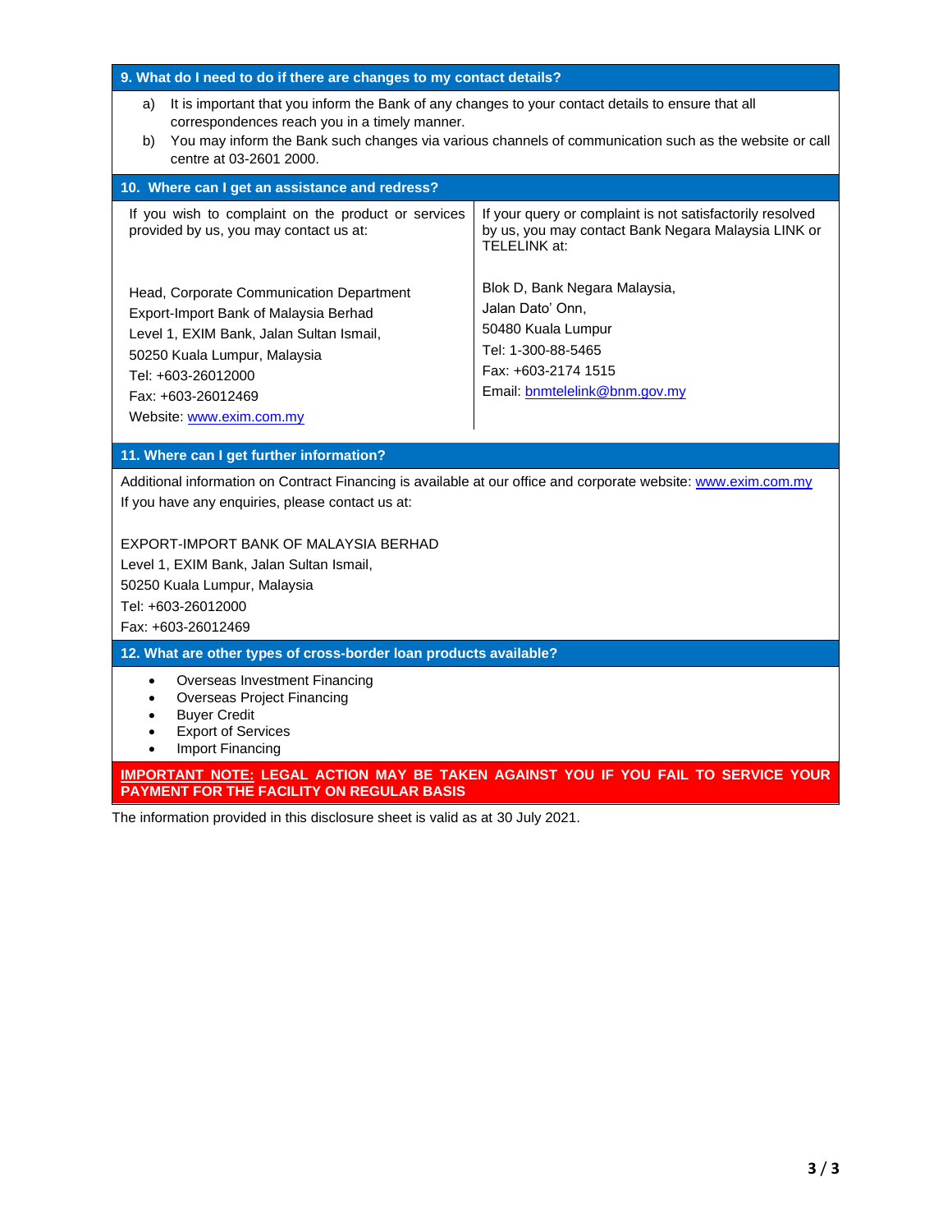## 9. What do I need to do if there are changes to my contact details?

a) It is important that you inform the Bank of any changes to your contact details to ensure that all correspondences reach you in a timely manner.

b) You may inform the Bank such changes via various channels of communication such as the website or call centre at 03-2601 2000.

## 10. Where can I get an assistance and redress?

| | |
|---|---|
| If you wish to complaint on the product or services provided by us, you may contact us at:<br><br>Head, Corporate Communication Department<br>Export-Import Bank of Malaysia Berhad<br>Level 1, EXIM Bank, Jalan Sultan Ismail,<br>50250 Kuala Lumpur, Malaysia<br>Tel: +603-26012000<br>Fax: +603-26012469<br>Website: www.exim.com.my | If your query or complaint is not satisfactorily resolved by us, you may contact Bank Negara Malaysia LINK or TELELINK at:<br><br>Blok D, Bank Negara Malaysia,<br>Jalan Dato' Onn,<br>50480 Kuala Lumpur<br>Tel: 1-300-88-5465<br>Fax: +603-2174 1515<br>Email: bnmtelelink@bnm.gov.my |

## 11. Where can I get further information?

Additional information on Contract Financing is available at our office and corporate website: www.exim.com.my

If you have any enquiries, please contact us at:

EXPORT-IMPORT BANK OF MALAYSIA BERHAD
Level 1, EXIM Bank, Jalan Sultan Ismail,
50250 Kuala Lumpur, Malaysia
Tel: +603-26012000
Fax: +603-26012469

## 12. What are other types of cross-border loan products available?

- Overseas Investment Financing
- Overseas Project Financing
- Buyer Credit
- Export of Services
- Import Financing

**IMPORTANT NOTE: LEGAL ACTION MAY BE TAKEN AGAINST YOU IF YOU FAIL TO SERVICE YOUR PAYMENT FOR THE FACILITY ON REGULAR BASIS**

The information provided in this disclosure sheet is valid as at 30 July 2021.